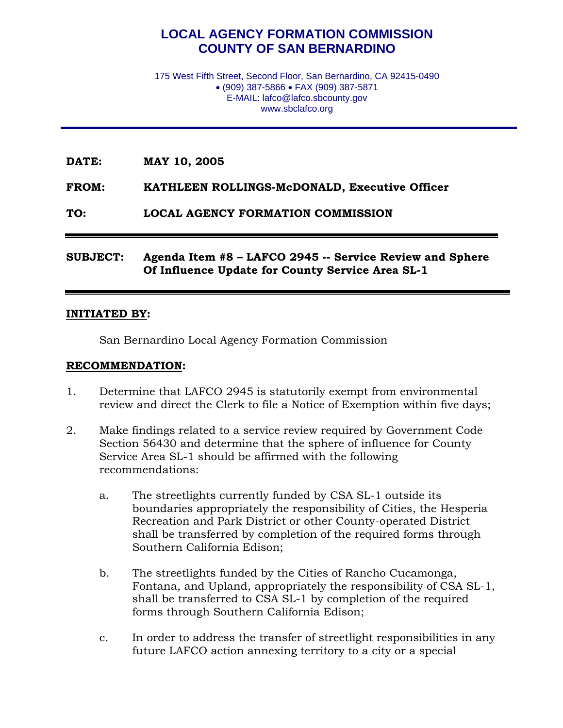# LOCAL AGENCY FORMATION COMMISSION
# COUNTY OF SAN BERNARDINO

175 West Fifth Street, Second Floor, San Bernardino, CA 92415-0490
• (909) 387-5866 • FAX (909) 387-5871
E-MAIL: lafco@lafco.sbcounty.gov
www.sbclafco.org

---

**DATE:** **MAY 10, 2005**

**FROM:** **KATHLEEN ROLLINGS-McDONALD, Executive Officer**

**TO:** **LOCAL AGENCY FORMATION COMMISSION**

---

**SUBJECT:** **Agenda Item #8 – LAFCO 2945 -- Service Review and Sphere Of Influence Update for County Service Area SL-1**

---

**INITIATED BY:**

San Bernardino Local Agency Formation Commission

**RECOMMENDATION:**

1. Determine that LAFCO 2945 is statutorily exempt from environmental review and direct the Clerk to file a Notice of Exemption within five days;

2. Make findings related to a service review required by Government Code Section 56430 and determine that the sphere of influence for County Service Area SL-1 should be affirmed with the following recommendations:

   a. The streetlights currently funded by CSA SL-1 outside its boundaries appropriately the responsibility of Cities, the Hesperia Recreation and Park District or other County-operated District shall be transferred by completion of the required forms through Southern California Edison;

   b. The streetlights funded by the Cities of Rancho Cucamonga, Fontana, and Upland, appropriately the responsibility of CSA SL-1, shall be transferred to CSA SL-1 by completion of the required forms through Southern California Edison;

   c. In order to address the transfer of streetlight responsibilities in any future LAFCO action annexing territory to a city or a special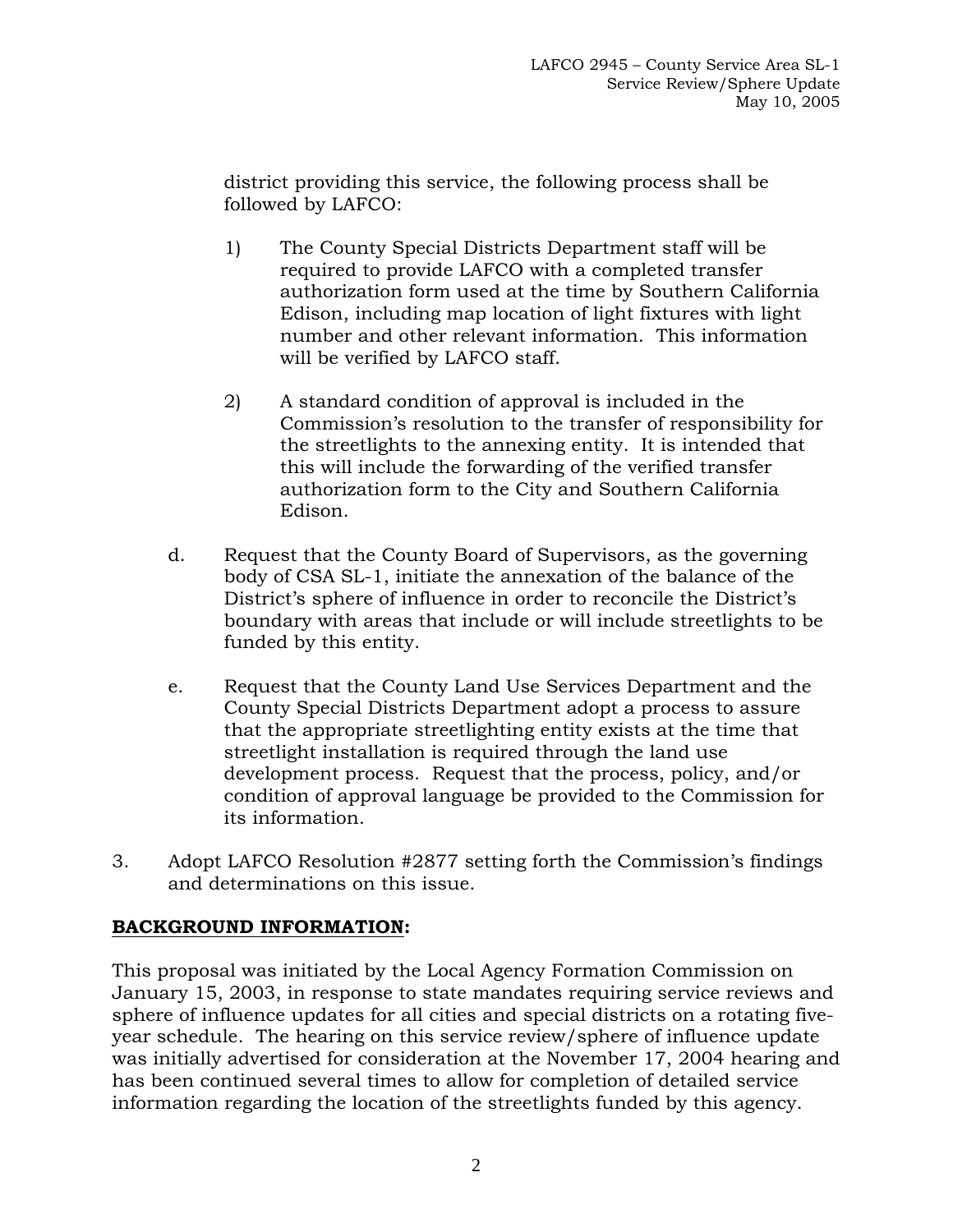district providing this service, the following process shall be followed by LAFCO:

1) The County Special Districts Department staff will be required to provide LAFCO with a completed transfer authorization form used at the time by Southern California Edison, including map location of light fixtures with light number and other relevant information. This information will be verified by LAFCO staff.

2) A standard condition of approval is included in the Commission's resolution to the transfer of responsibility for the streetlights to the annexing entity. It is intended that this will include the forwarding of the verified transfer authorization form to the City and Southern California Edison.

d. Request that the County Board of Supervisors, as the governing body of CSA SL-1, initiate the annexation of the balance of the District's sphere of influence in order to reconcile the District's boundary with areas that include or will include streetlights to be funded by this entity.

e. Request that the County Land Use Services Department and the County Special Districts Department adopt a process to assure that the appropriate streetlighting entity exists at the time that streetlight installation is required through the land use development process. Request that the process, policy, and/or condition of approval language be provided to the Commission for its information.

3. Adopt LAFCO Resolution #2877 setting forth the Commission's findings and determinations on this issue.

**<u>BACKGROUND INFORMATION</u>:**

This proposal was initiated by the Local Agency Formation Commission on January 15, 2003, in response to state mandates requiring service reviews and sphere of influence updates for all cities and special districts on a rotating five-year schedule. The hearing on this service review/sphere of influence update was initially advertised for consideration at the November 17, 2004 hearing and has been continued several times to allow for completion of detailed service information regarding the location of the streetlights funded by this agency.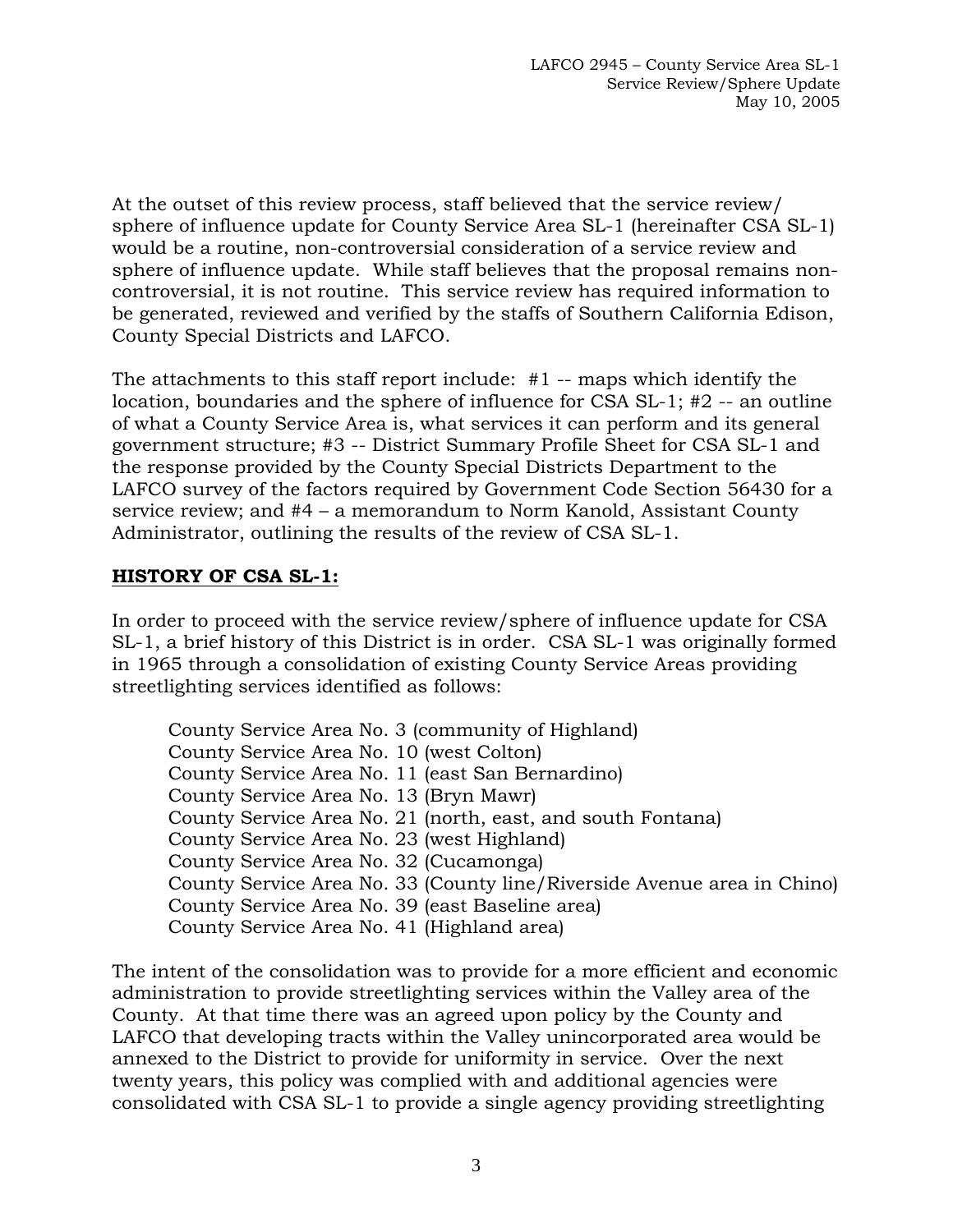At the outset of this review process, staff believed that the service review/ sphere of influence update for County Service Area SL-1 (hereinafter CSA SL-1) would be a routine, non-controversial consideration of a service review and sphere of influence update. While staff believes that the proposal remains non-controversial, it is not routine. This service review has required information to be generated, reviewed and verified by the staffs of Southern California Edison, County Special Districts and LAFCO.

The attachments to this staff report include: #1 -- maps which identify the location, boundaries and the sphere of influence for CSA SL-1; #2 -- an outline of what a County Service Area is, what services it can perform and its general government structure; #3 -- District Summary Profile Sheet for CSA SL-1 and the response provided by the County Special Districts Department to the LAFCO survey of the factors required by Government Code Section 56430 for a service review; and #4 – a memorandum to Norm Kanold, Assistant County Administrator, outlining the results of the review of CSA SL-1.

**HISTORY OF CSA SL-1:**

In order to proceed with the service review/sphere of influence update for CSA SL-1, a brief history of this District is in order. CSA SL-1 was originally formed in 1965 through a consolidation of existing County Service Areas providing streetlighting services identified as follows:

County Service Area No. 3 (community of Highland)
County Service Area No. 10 (west Colton)
County Service Area No. 11 (east San Bernardino)
County Service Area No. 13 (Bryn Mawr)
County Service Area No. 21 (north, east, and south Fontana)
County Service Area No. 23 (west Highland)
County Service Area No. 32 (Cucamonga)
County Service Area No. 33 (County line/Riverside Avenue area in Chino)
County Service Area No. 39 (east Baseline area)
County Service Area No. 41 (Highland area)

The intent of the consolidation was to provide for a more efficient and economic administration to provide streetlighting services within the Valley area of the County. At that time there was an agreed upon policy by the County and LAFCO that developing tracts within the Valley unincorporated area would be annexed to the District to provide for uniformity in service. Over the next twenty years, this policy was complied with and additional agencies were consolidated with CSA SL-1 to provide a single agency providing streetlighting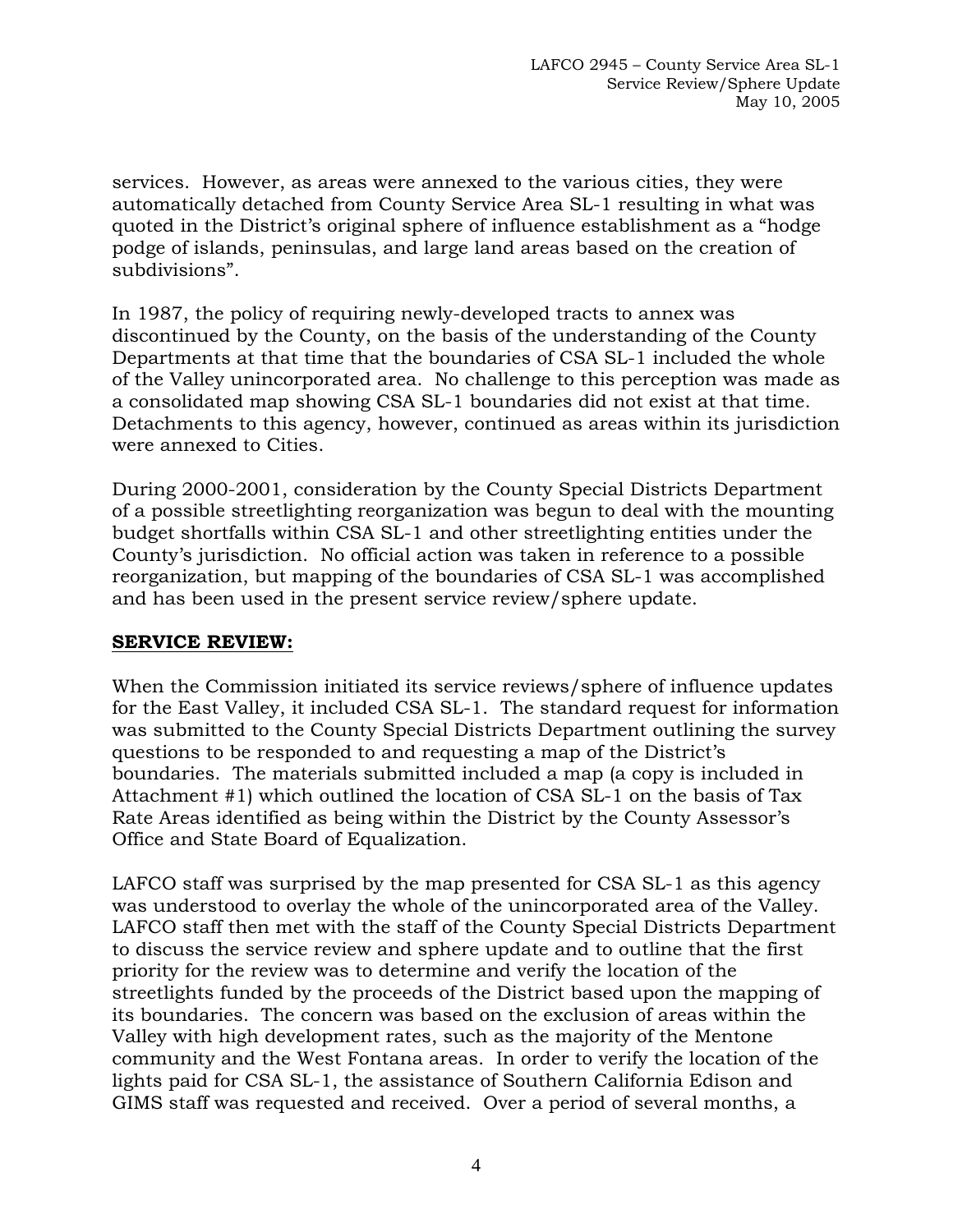services. However, as areas were annexed to the various cities, they were automatically detached from County Service Area SL-1 resulting in what was quoted in the District's original sphere of influence establishment as a "hodge podge of islands, peninsulas, and large land areas based on the creation of subdivisions".

In 1987, the policy of requiring newly-developed tracts to annex was discontinued by the County, on the basis of the understanding of the County Departments at that time that the boundaries of CSA SL-1 included the whole of the Valley unincorporated area. No challenge to this perception was made as a consolidated map showing CSA SL-1 boundaries did not exist at that time. Detachments to this agency, however, continued as areas within its jurisdiction were annexed to Cities.

During 2000-2001, consideration by the County Special Districts Department of a possible streetlighting reorganization was begun to deal with the mounting budget shortfalls within CSA SL-1 and other streetlighting entities under the County's jurisdiction. No official action was taken in reference to a possible reorganization, but mapping of the boundaries of CSA SL-1 was accomplished and has been used in the present service review/sphere update.

## SERVICE REVIEW:

When the Commission initiated its service reviews/sphere of influence updates for the East Valley, it included CSA SL-1. The standard request for information was submitted to the County Special Districts Department outlining the survey questions to be responded to and requesting a map of the District's boundaries. The materials submitted included a map (a copy is included in Attachment #1) which outlined the location of CSA SL-1 on the basis of Tax Rate Areas identified as being within the District by the County Assessor's Office and State Board of Equalization.

LAFCO staff was surprised by the map presented for CSA SL-1 as this agency was understood to overlay the whole of the unincorporated area of the Valley. LAFCO staff then met with the staff of the County Special Districts Department to discuss the service review and sphere update and to outline that the first priority for the review was to determine and verify the location of the streetlights funded by the proceeds of the District based upon the mapping of its boundaries. The concern was based on the exclusion of areas within the Valley with high development rates, such as the majority of the Mentone community and the West Fontana areas. In order to verify the location of the lights paid for CSA SL-1, the assistance of Southern California Edison and GIMS staff was requested and received. Over a period of several months, a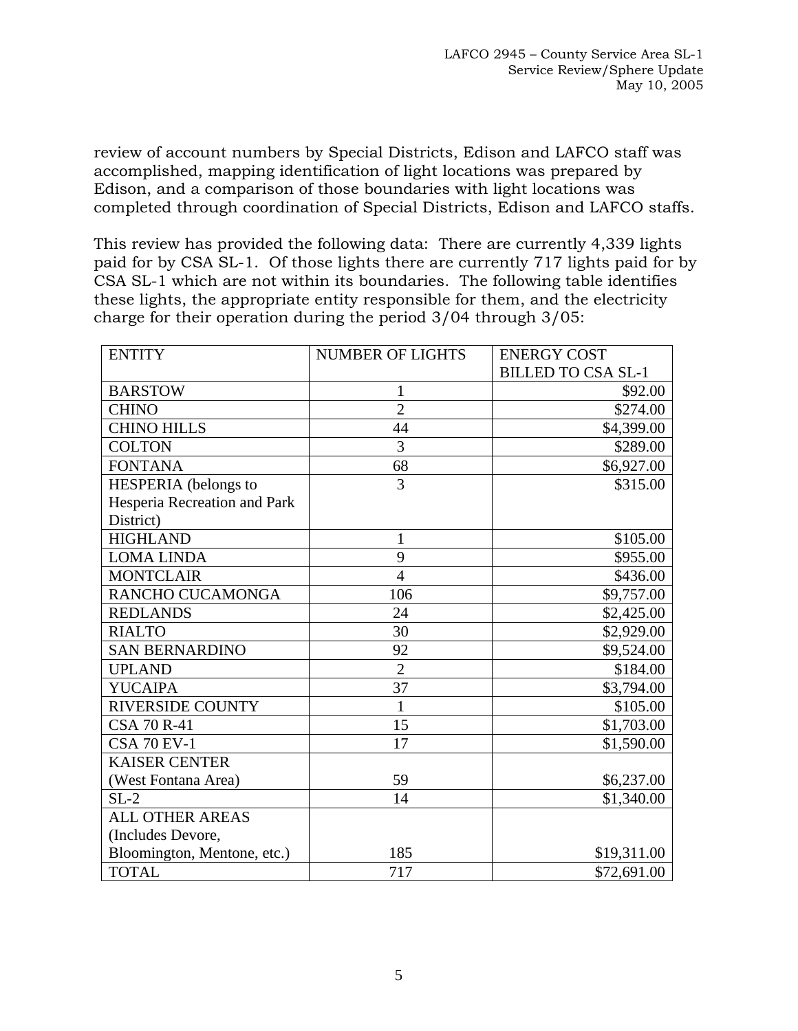review of account numbers by Special Districts, Edison and LAFCO staff was accomplished, mapping identification of light locations was prepared by Edison, and a comparison of those boundaries with light locations was completed through coordination of Special Districts, Edison and LAFCO staffs.

This review has provided the following data: There are currently 4,339 lights paid for by CSA SL-1. Of those lights there are currently 717 lights paid for by CSA SL-1 which are not within its boundaries. The following table identifies these lights, the appropriate entity responsible for them, and the electricity charge for their operation during the period 3/04 through 3/05:

| ENTITY | NUMBER OF LIGHTS | ENERGY COST BILLED TO CSA SL-1 |
|---|---|---|
| BARSTOW | 1 | $92.00 |
| CHINO | 2 | $274.00 |
| CHINO HILLS | 44 | $4,399.00 |
| COLTON | 3 | $289.00 |
| FONTANA | 68 | $6,927.00 |
| HESPERIA (belongs to Hesperia Recreation and Park District) | 3 | $315.00 |
| HIGHLAND | 1 | $105.00 |
| LOMA LINDA | 9 | $955.00 |
| MONTCLAIR | 4 | $436.00 |
| RANCHO CUCAMONGA | 106 | $9,757.00 |
| REDLANDS | 24 | $2,425.00 |
| RIALTO | 30 | $2,929.00 |
| SAN BERNARDINO | 92 | $9,524.00 |
| UPLAND | 2 | $184.00 |
| YUCAIPA | 37 | $3,794.00 |
| RIVERSIDE COUNTY | 1 | $105.00 |
| CSA 70 R-41 | 15 | $1,703.00 |
| CSA 70 EV-1 | 17 | $1,590.00 |
| KAISER CENTER (West Fontana Area) | 59 | $6,237.00 |
| SL-2 | 14 | $1,340.00 |
| ALL OTHER AREAS (Includes Devore, Bloomington, Mentone, etc.) | 185 | $19,311.00 |
| TOTAL | 717 | $72,691.00 |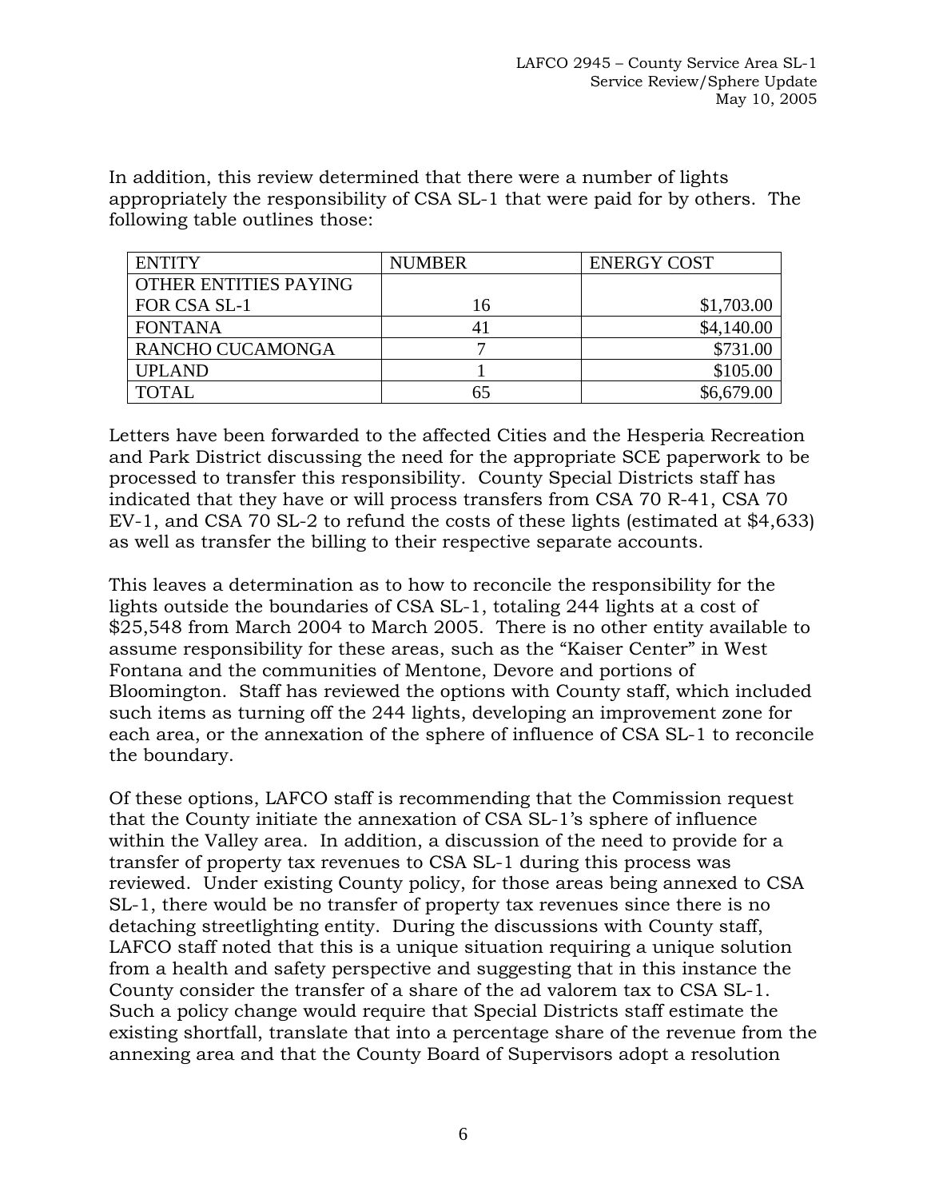In addition, this review determined that there were a number of lights appropriately the responsibility of CSA SL-1 that were paid for by others. The following table outlines those:

| ENTITY | NUMBER | ENERGY COST |
|---|---|---|
| OTHER ENTITIES PAYING FOR CSA SL-1 | 16 | $1,703.00 |
| FONTANA | 41 | $4,140.00 |
| RANCHO CUCAMONGA | 7 | $731.00 |
| UPLAND | 1 | $105.00 |
| TOTAL | 65 | $6,679.00 |

Letters have been forwarded to the affected Cities and the Hesperia Recreation and Park District discussing the need for the appropriate SCE paperwork to be processed to transfer this responsibility. County Special Districts staff has indicated that they have or will process transfers from CSA 70 R-41, CSA 70 EV-1, and CSA 70 SL-2 to refund the costs of these lights (estimated at $4,633) as well as transfer the billing to their respective separate accounts.

This leaves a determination as to how to reconcile the responsibility for the lights outside the boundaries of CSA SL-1, totaling 244 lights at a cost of $25,548 from March 2004 to March 2005. There is no other entity available to assume responsibility for these areas, such as the "Kaiser Center" in West Fontana and the communities of Mentone, Devore and portions of Bloomington. Staff has reviewed the options with County staff, which included such items as turning off the 244 lights, developing an improvement zone for each area, or the annexation of the sphere of influence of CSA SL-1 to reconcile the boundary.

Of these options, LAFCO staff is recommending that the Commission request that the County initiate the annexation of CSA SL-1's sphere of influence within the Valley area. In addition, a discussion of the need to provide for a transfer of property tax revenues to CSA SL-1 during this process was reviewed. Under existing County policy, for those areas being annexed to CSA SL-1, there would be no transfer of property tax revenues since there is no detaching streetlighting entity. During the discussions with County staff, LAFCO staff noted that this is a unique situation requiring a unique solution from a health and safety perspective and suggesting that in this instance the County consider the transfer of a share of the ad valorem tax to CSA SL-1. Such a policy change would require that Special Districts staff estimate the existing shortfall, translate that into a percentage share of the revenue from the annexing area and that the County Board of Supervisors adopt a resolution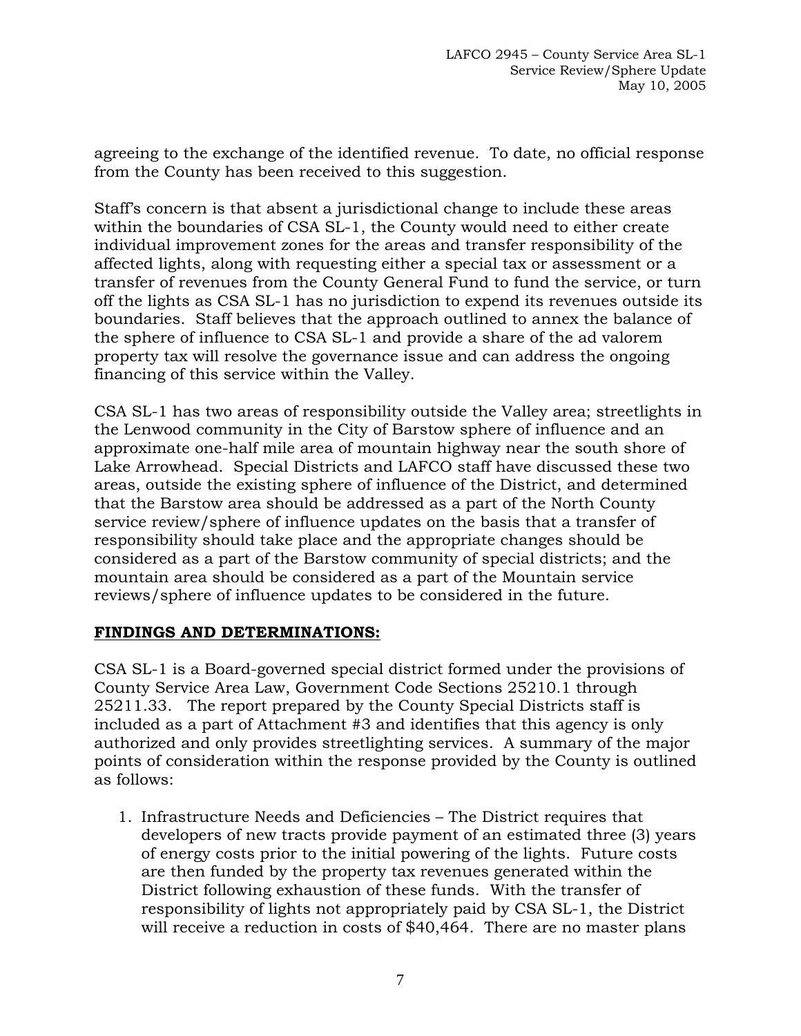agreeing to the exchange of the identified revenue. To date, no official response from the County has been received to this suggestion.

Staff's concern is that absent a jurisdictional change to include these areas within the boundaries of CSA SL-1, the County would need to either create individual improvement zones for the areas and transfer responsibility of the affected lights, along with requesting either a special tax or assessment or a transfer of revenues from the County General Fund to fund the service, or turn off the lights as CSA SL-1 has no jurisdiction to expend its revenues outside its boundaries. Staff believes that the approach outlined to annex the balance of the sphere of influence to CSA SL-1 and provide a share of the ad valorem property tax will resolve the governance issue and can address the ongoing financing of this service within the Valley.

CSA SL-1 has two areas of responsibility outside the Valley area; streetlights in the Lenwood community in the City of Barstow sphere of influence and an approximate one-half mile area of mountain highway near the south shore of Lake Arrowhead. Special Districts and LAFCO staff have discussed these two areas, outside the existing sphere of influence of the District, and determined that the Barstow area should be addressed as a part of the North County service review/sphere of influence updates on the basis that a transfer of responsibility should take place and the appropriate changes should be considered as a part of the Barstow community of special districts; and the mountain area should be considered as a part of the Mountain service reviews/sphere of influence updates to be considered in the future.

## FINDINGS AND DETERMINATIONS:

CSA SL-1 is a Board-governed special district formed under the provisions of County Service Area Law, Government Code Sections 25210.1 through 25211.33. The report prepared by the County Special Districts staff is included as a part of Attachment #3 and identifies that this agency is only authorized and only provides streetlighting services. A summary of the major points of consideration within the response provided by the County is outlined as follows:

1. Infrastructure Needs and Deficiencies – The District requires that developers of new tracts provide payment of an estimated three (3) years of energy costs prior to the initial powering of the lights. Future costs are then funded by the property tax revenues generated within the District following exhaustion of these funds. With the transfer of responsibility of lights not appropriately paid by CSA SL-1, the District will receive a reduction in costs of $40,464. There are no master plans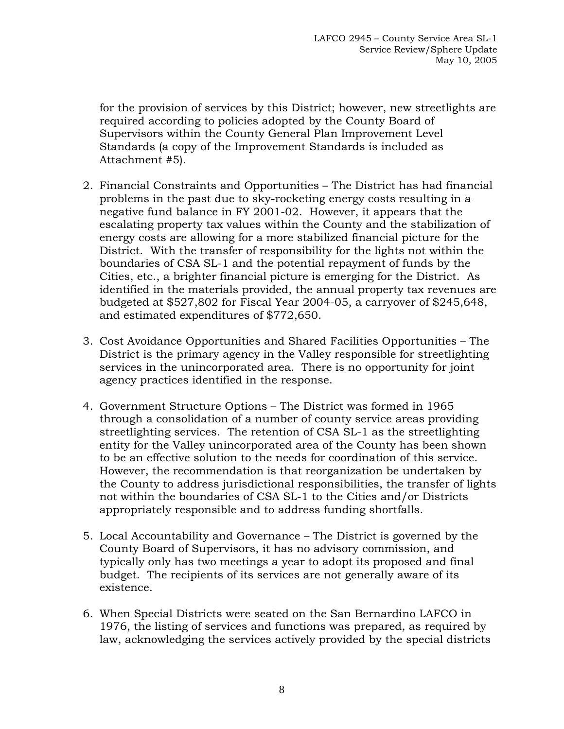for the provision of services by this District; however, new streetlights are required according to policies adopted by the County Board of Supervisors within the County General Plan Improvement Level Standards (a copy of the Improvement Standards is included as Attachment #5).

2. Financial Constraints and Opportunities – The District has had financial problems in the past due to sky-rocketing energy costs resulting in a negative fund balance in FY 2001-02. However, it appears that the escalating property tax values within the County and the stabilization of energy costs are allowing for a more stabilized financial picture for the District. With the transfer of responsibility for the lights not within the boundaries of CSA SL-1 and the potential repayment of funds by the Cities, etc., a brighter financial picture is emerging for the District. As identified in the materials provided, the annual property tax revenues are budgeted at $527,802 for Fiscal Year 2004-05, a carryover of $245,648, and estimated expenditures of $772,650.

3. Cost Avoidance Opportunities and Shared Facilities Opportunities – The District is the primary agency in the Valley responsible for streetlighting services in the unincorporated area. There is no opportunity for joint agency practices identified in the response.

4. Government Structure Options – The District was formed in 1965 through a consolidation of a number of county service areas providing streetlighting services. The retention of CSA SL-1 as the streetlighting entity for the Valley unincorporated area of the County has been shown to be an effective solution to the needs for coordination of this service. However, the recommendation is that reorganization be undertaken by the County to address jurisdictional responsibilities, the transfer of lights not within the boundaries of CSA SL-1 to the Cities and/or Districts appropriately responsible and to address funding shortfalls.

5. Local Accountability and Governance – The District is governed by the County Board of Supervisors, it has no advisory commission, and typically only has two meetings a year to adopt its proposed and final budget. The recipients of its services are not generally aware of its existence.

6. When Special Districts were seated on the San Bernardino LAFCO in 1976, the listing of services and functions was prepared, as required by law, acknowledging the services actively provided by the special districts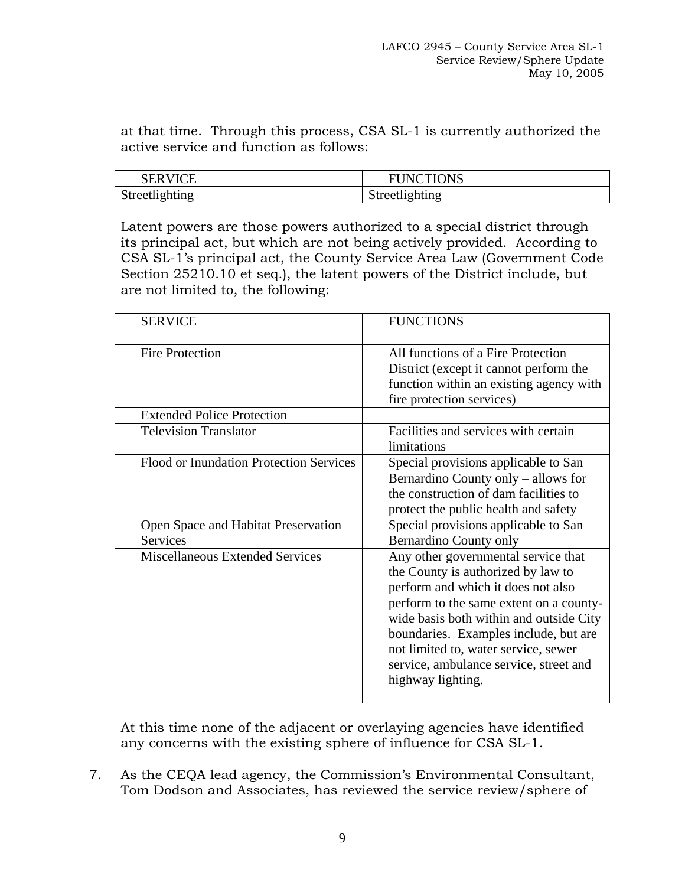at that time. Through this process, CSA SL-1 is currently authorized the active service and function as follows:

| SERVICE | FUNCTIONS |
|---|---|
| Streetlighting | Streetlighting |

Latent powers are those powers authorized to a special district through its principal act, but which are not being actively provided. According to CSA SL-1's principal act, the County Service Area Law (Government Code Section 25210.10 et seq.), the latent powers of the District include, but are not limited to, the following:

| SERVICE | FUNCTIONS |
|---|---|
| Fire Protection | All functions of a Fire Protection District (except it cannot perform the function within an existing agency with fire protection services) |
| Extended Police Protection | |
| Television Translator | Facilities and services with certain limitations |
| Flood or Inundation Protection Services | Special provisions applicable to San Bernardino County only – allows for the construction of dam facilities to protect the public health and safety |
| Open Space and Habitat Preservation Services | Special provisions applicable to San Bernardino County only |
| Miscellaneous Extended Services | Any other governmental service that the County is authorized by law to perform and which it does not also perform to the same extent on a county-wide basis both within and outside City boundaries. Examples include, but are not limited to, water service, sewer service, ambulance service, street and highway lighting. |

At this time none of the adjacent or overlaying agencies have identified any concerns with the existing sphere of influence for CSA SL-1.

7. As the CEQA lead agency, the Commission's Environmental Consultant, Tom Dodson and Associates, has reviewed the service review/sphere of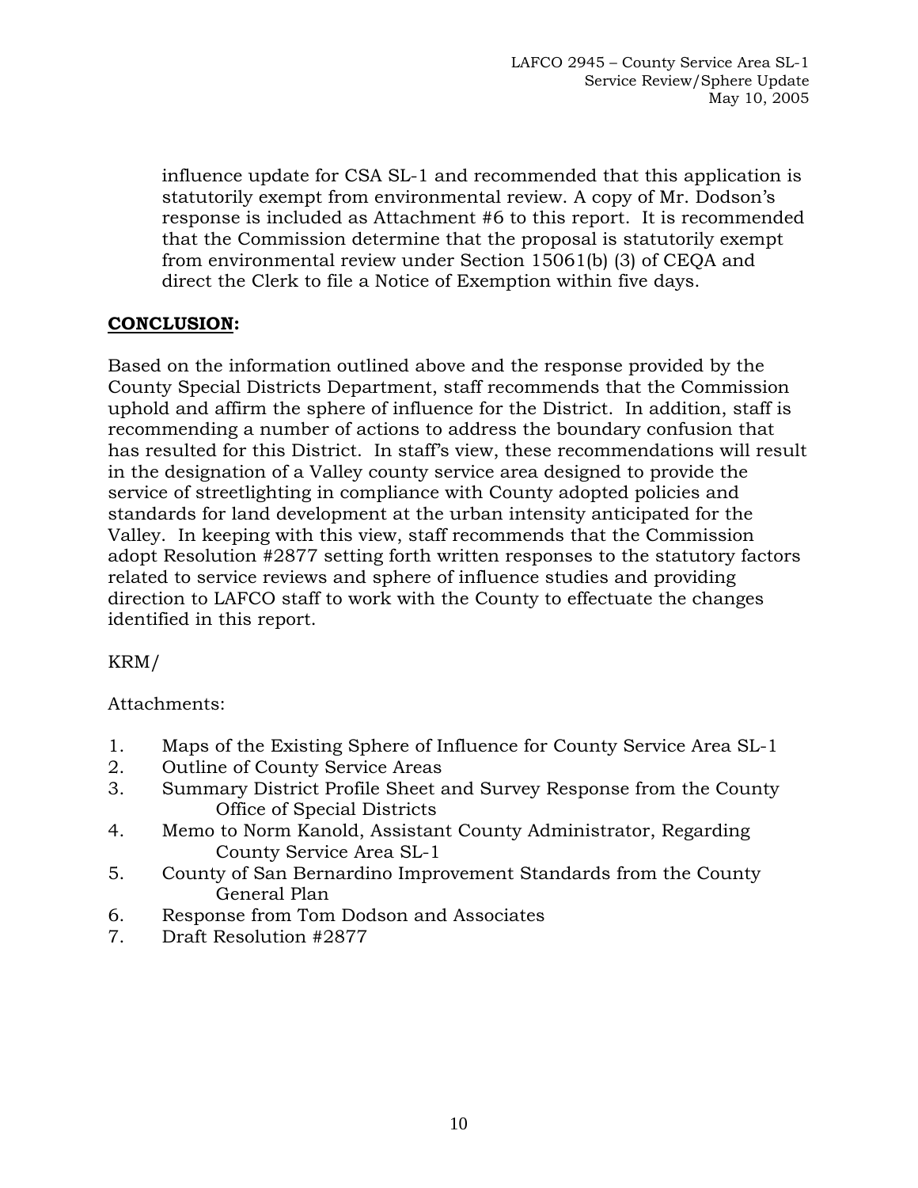influence update for CSA SL-1 and recommended that this application is statutorily exempt from environmental review. A copy of Mr. Dodson's response is included as Attachment #6 to this report. It is recommended that the Commission determine that the proposal is statutorily exempt from environmental review under Section 15061(b) (3) of CEQA and direct the Clerk to file a Notice of Exemption within five days.

## CONCLUSION:

Based on the information outlined above and the response provided by the County Special Districts Department, staff recommends that the Commission uphold and affirm the sphere of influence for the District. In addition, staff is recommending a number of actions to address the boundary confusion that has resulted for this District. In staff's view, these recommendations will result in the designation of a Valley county service area designed to provide the service of streetlighting in compliance with County adopted policies and standards for land development at the urban intensity anticipated for the Valley. In keeping with this view, staff recommends that the Commission adopt Resolution #2877 setting forth written responses to the statutory factors related to service reviews and sphere of influence studies and providing direction to LAFCO staff to work with the County to effectuate the changes identified in this report.

KRM/

Attachments:

1. Maps of the Existing Sphere of Influence for County Service Area SL-1
2. Outline of County Service Areas
3. Summary District Profile Sheet and Survey Response from the County Office of Special Districts
4. Memo to Norm Kanold, Assistant County Administrator, Regarding County Service Area SL-1
5. County of San Bernardino Improvement Standards from the County General Plan
6. Response from Tom Dodson and Associates
7. Draft Resolution #2877